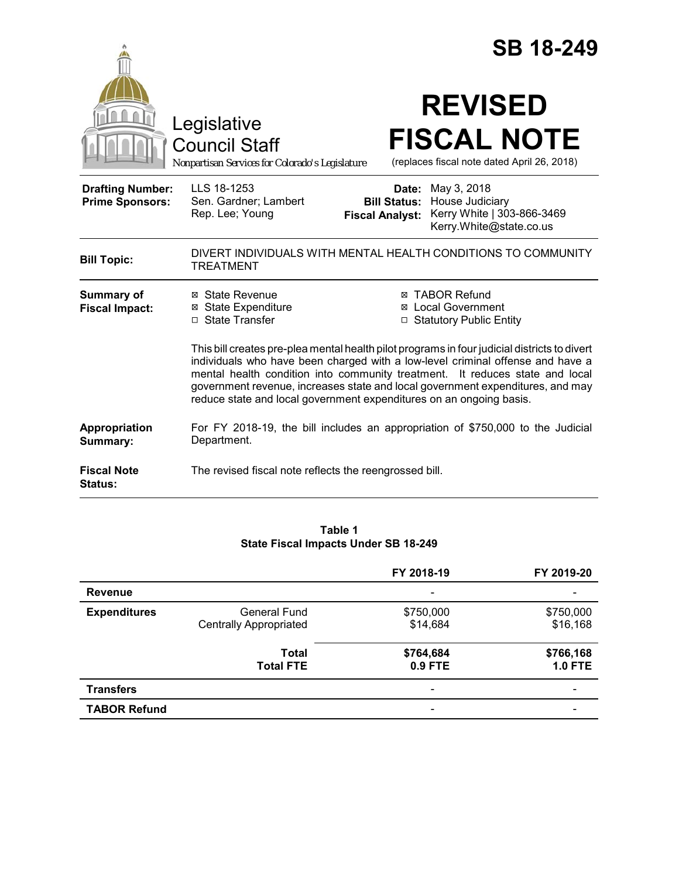# SB 18-249

Legislative Council Staff

*Nonpartisan Services for Colorado's Legislature*

# REVISED FISCAL NOTE

(replaces fiscal note dated April 26, 2018)

| | | | |
|---|---|---|---|
| **Drafting Number:** | LLS 18-1253 | **Date:** | May 3, 2018 |
| **Prime Sponsors:** | Sen. Gardner; Lambert<br>Rep. Lee; Young | **Bill Status:** | House Judiciary |
| | | **Fiscal Analyst:** | Kerry White \| 303-866-3469<br>Kerry.White@state.co.us |

**Bill Topic:** DIVERT INDIVIDUALS WITH MENTAL HEALTH CONDITIONS TO COMMUNITY TREATMENT

**Summary of Fiscal Impact:**

- ☒ State Revenue
- ☒ State Expenditure
- ☐ State Transfer
- ☒ TABOR Refund
- ☒ Local Government
- ☐ Statutory Public Entity

This bill creates pre-plea mental health pilot programs in four judicial districts to divert individuals who have been charged with a low-level criminal offense and have a mental health condition into community treatment. It reduces state and local government revenue, increases state and local government expenditures, and may reduce state and local government expenditures on an ongoing basis.

**Appropriation Summary:** For FY 2018-19, the bill includes an appropriation of $750,000 to the Judicial Department.

**Fiscal Note Status:** The revised fiscal note reflects the reengrossed bill.

**Table 1**
**State Fiscal Impacts Under SB 18-249**

| | | FY 2018-19 | FY 2019-20 |
|---|---|---|---|
| **Revenue** | | - | - |
| **Expenditures** | General Fund | $750,000 | $750,000 |
| | Centrally Appropriated | $14,684 | $16,168 |
| | **Total** | **$764,684** | **$766,168** |
| | **Total FTE** | **0.9 FTE** | **1.0 FTE** |
| **Transfers** | | - | - |
| **TABOR Refund** | | - | - |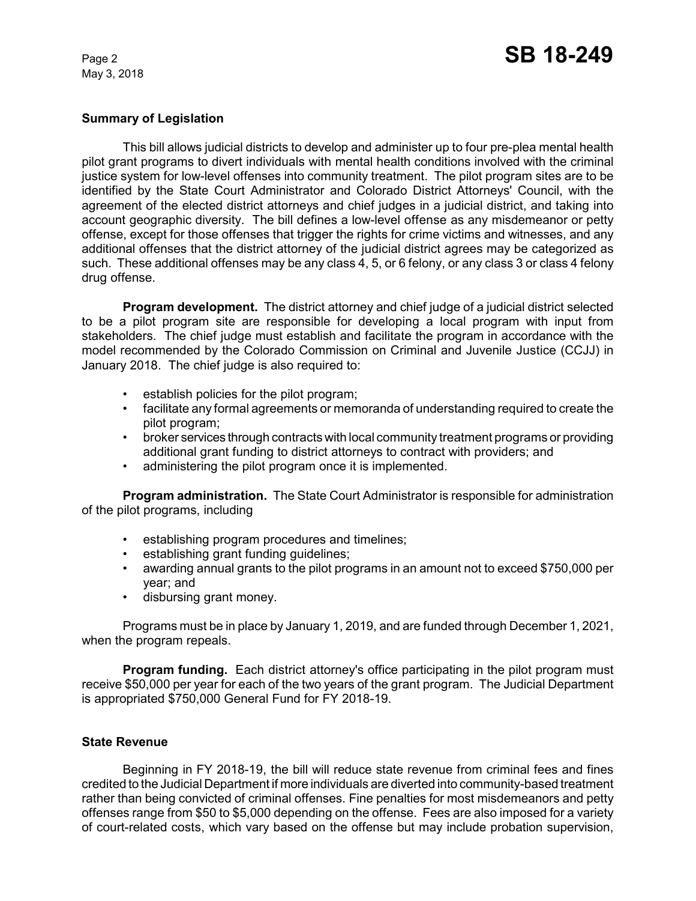## Summary of Legislation

This bill allows judicial districts to develop and administer up to four pre-plea mental health pilot grant programs to divert individuals with mental health conditions involved with the criminal justice system for low-level offenses into community treatment. The pilot program sites are to be identified by the State Court Administrator and Colorado District Attorneys' Council, with the agreement of the elected district attorneys and chief judges in a judicial district, and taking into account geographic diversity. The bill defines a low-level offense as any misdemeanor or petty offense, except for those offenses that trigger the rights for crime victims and witnesses, and any additional offenses that the district attorney of the judicial district agrees may be categorized as such. These additional offenses may be any class 4, 5, or 6 felony, or any class 3 or class 4 felony drug offense.

**Program development.** The district attorney and chief judge of a judicial district selected to be a pilot program site are responsible for developing a local program with input from stakeholders. The chief judge must establish and facilitate the program in accordance with the model recommended by the Colorado Commission on Criminal and Juvenile Justice (CCJJ) in January 2018. The chief judge is also required to:

- establish policies for the pilot program;
- facilitate any formal agreements or memoranda of understanding required to create the pilot program;
- broker services through contracts with local community treatment programs or providing additional grant funding to district attorneys to contract with providers; and
- administering the pilot program once it is implemented.

**Program administration.** The State Court Administrator is responsible for administration of the pilot programs, including

- establishing program procedures and timelines;
- establishing grant funding guidelines;
- awarding annual grants to the pilot programs in an amount not to exceed $750,000 per year; and
- disbursing grant money.

Programs must be in place by January 1, 2019, and are funded through December 1, 2021, when the program repeals.

**Program funding.** Each district attorney's office participating in the pilot program must receive $50,000 per year for each of the two years of the grant program. The Judicial Department is appropriated $750,000 General Fund for FY 2018-19.

## State Revenue

Beginning in FY 2018-19, the bill will reduce state revenue from criminal fees and fines credited to the Judicial Department if more individuals are diverted into community-based treatment rather than being convicted of criminal offenses. Fine penalties for most misdemeanors and petty offenses range from $50 to $5,000 depending on the offense. Fees are also imposed for a variety of court-related costs, which vary based on the offense but may include probation supervision,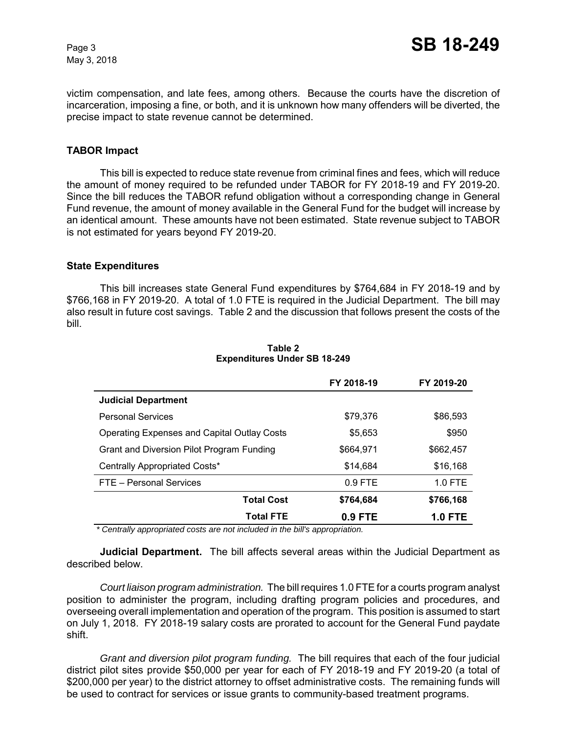victim compensation, and late fees, among others. Because the courts have the discretion of incarceration, imposing a fine, or both, and it is unknown how many offenders will be diverted, the precise impact to state revenue cannot be determined.

### TABOR Impact

This bill is expected to reduce state revenue from criminal fines and fees, which will reduce the amount of money required to be refunded under TABOR for FY 2018-19 and FY 2019-20. Since the bill reduces the TABOR refund obligation without a corresponding change in General Fund revenue, the amount of money available in the General Fund for the budget will increase by an identical amount. These amounts have not been estimated. State revenue subject to TABOR is not estimated for years beyond FY 2019-20.

### State Expenditures

This bill increases state General Fund expenditures by $764,684 in FY 2018-19 and by $766,168 in FY 2019-20. A total of 1.0 FTE is required in the Judicial Department. The bill may also result in future cost savings. Table 2 and the discussion that follows present the costs of the bill.

**Table 2**
**Expenditures Under SB 18-249**

| | FY 2018-19 | FY 2019-20 |
|---|---|---|
| **Judicial Department** | | |
| Personal Services | $79,376 | $86,593 |
| Operating Expenses and Capital Outlay Costs | $5,653 | $950 |
| Grant and Diversion Pilot Program Funding | $664,971 | $662,457 |
| Centrally Appropriated Costs* | $14,684 | $16,168 |
| FTE – Personal Services | 0.9 FTE | 1.0 FTE |
| **Total Cost** | **$764,684** | **$766,168** |
| **Total FTE** | **0.9 FTE** | **1.0 FTE** |

*\* Centrally appropriated costs are not included in the bill's appropriation.*

**Judicial Department.** The bill affects several areas within the Judicial Department as described below.

*Court liaison program administration.* The bill requires 1.0 FTE for a courts program analyst position to administer the program, including drafting program policies and procedures, and overseeing overall implementation and operation of the program. This position is assumed to start on July 1, 2018. FY 2018-19 salary costs are prorated to account for the General Fund paydate shift.

*Grant and diversion pilot program funding.* The bill requires that each of the four judicial district pilot sites provide $50,000 per year for each of FY 2018-19 and FY 2019-20 (a total of $200,000 per year) to the district attorney to offset administrative costs. The remaining funds will be used to contract for services or issue grants to community-based treatment programs.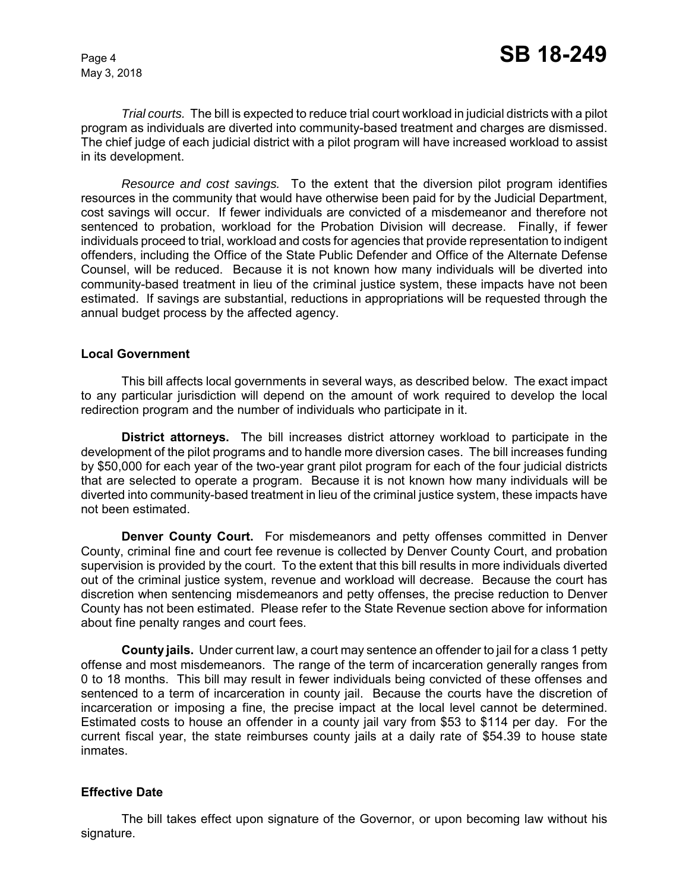*Trial courts.* The bill is expected to reduce trial court workload in judicial districts with a pilot program as individuals are diverted into community-based treatment and charges are dismissed. The chief judge of each judicial district with a pilot program will have increased workload to assist in its development.

*Resource and cost savings.* To the extent that the diversion pilot program identifies resources in the community that would have otherwise been paid for by the Judicial Department, cost savings will occur. If fewer individuals are convicted of a misdemeanor and therefore not sentenced to probation, workload for the Probation Division will decrease. Finally, if fewer individuals proceed to trial, workload and costs for agencies that provide representation to indigent offenders, including the Office of the State Public Defender and Office of the Alternate Defense Counsel, will be reduced. Because it is not known how many individuals will be diverted into community-based treatment in lieu of the criminal justice system, these impacts have not been estimated. If savings are substantial, reductions in appropriations will be requested through the annual budget process by the affected agency.

### Local Government

This bill affects local governments in several ways, as described below. The exact impact to any particular jurisdiction will depend on the amount of work required to develop the local redirection program and the number of individuals who participate in it.

**District attorneys.** The bill increases district attorney workload to participate in the development of the pilot programs and to handle more diversion cases. The bill increases funding by $50,000 for each year of the two-year grant pilot program for each of the four judicial districts that are selected to operate a program. Because it is not known how many individuals will be diverted into community-based treatment in lieu of the criminal justice system, these impacts have not been estimated.

**Denver County Court.** For misdemeanors and petty offenses committed in Denver County, criminal fine and court fee revenue is collected by Denver County Court, and probation supervision is provided by the court. To the extent that this bill results in more individuals diverted out of the criminal justice system, revenue and workload will decrease. Because the court has discretion when sentencing misdemeanors and petty offenses, the precise reduction to Denver County has not been estimated. Please refer to the State Revenue section above for information about fine penalty ranges and court fees.

**County jails.** Under current law, a court may sentence an offender to jail for a class 1 petty offense and most misdemeanors. The range of the term of incarceration generally ranges from 0 to 18 months. This bill may result in fewer individuals being convicted of these offenses and sentenced to a term of incarceration in county jail. Because the courts have the discretion of incarceration or imposing a fine, the precise impact at the local level cannot be determined. Estimated costs to house an offender in a county jail vary from $53 to $114 per day. For the current fiscal year, the state reimburses county jails at a daily rate of $54.39 to house state inmates.

### Effective Date

The bill takes effect upon signature of the Governor, or upon becoming law without his signature.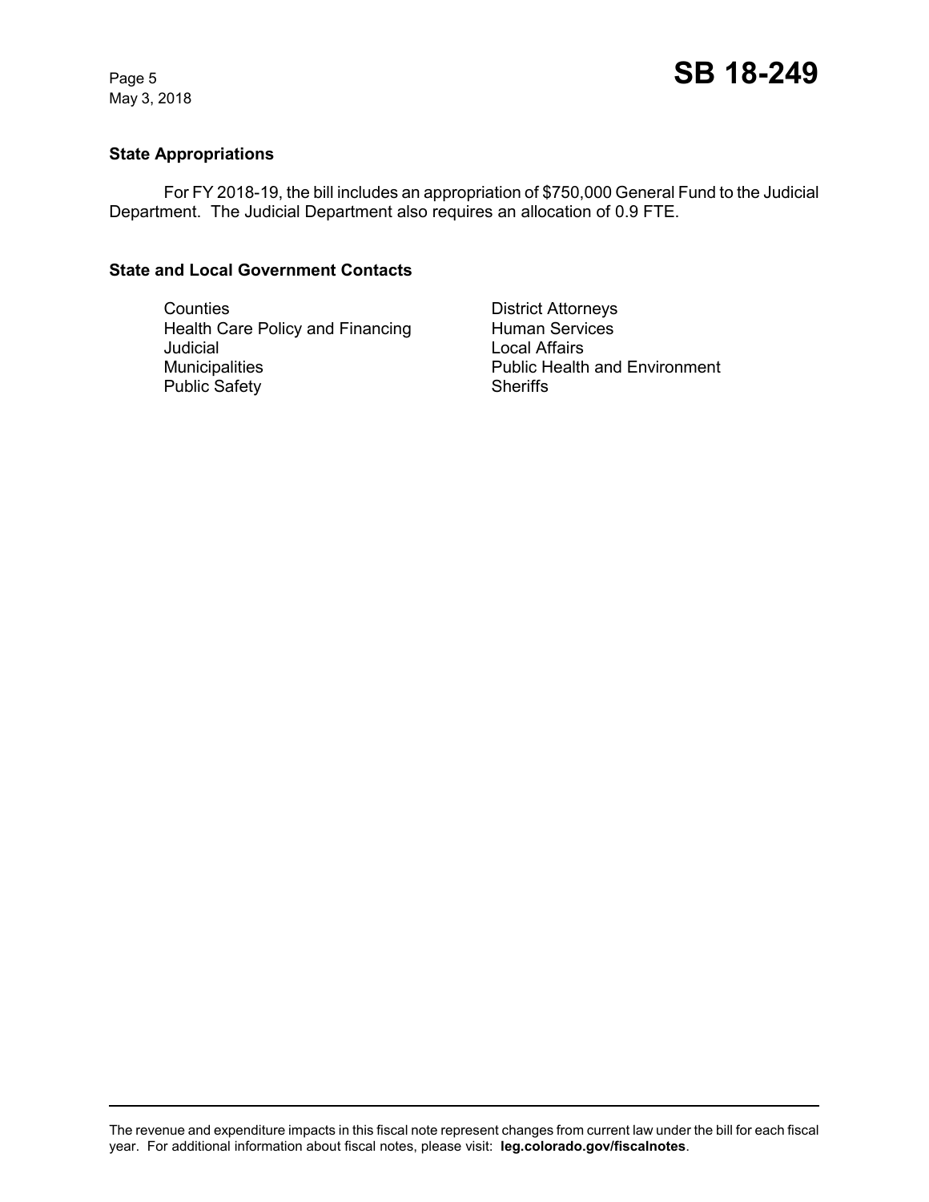### State Appropriations

For FY 2018-19, the bill includes an appropriation of $750,000 General Fund to the Judicial Department. The Judicial Department also requires an allocation of 0.9 FTE.

### State and Local Government Contacts

| | |
|---|---|
| Counties | District Attorneys |
| Health Care Policy and Financing | Human Services |
| Judicial | Local Affairs |
| Municipalities | Public Health and Environment |
| Public Safety | Sheriffs |

The revenue and expenditure impacts in this fiscal note represent changes from current law under the bill for each fiscal year. For additional information about fiscal notes, please visit: **leg.colorado.gov/fiscalnotes**.